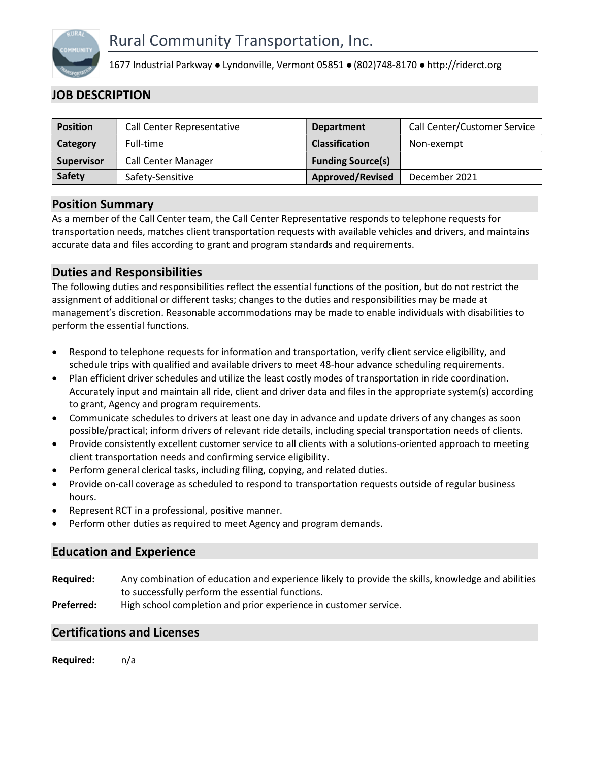# Rural Community Transportation, Inc.

1677 Industrial Parkway ● Lyndonville, Vermont 05851 ● (802)748-8170 ● http://riderct.org

## JOB DESCRIPTION

| **Position** | Call Center Representative | **Department** | Call Center/Customer Service |
|---|---|---|---|
| **Category** | Full-time | **Classification** | Non-exempt |
| **Supervisor** | Call Center Manager | **Funding Source(s)** | |
| **Safety** | Safety-Sensitive | **Approved/Revised** | December 2021 |

## Position Summary

As a member of the Call Center team, the Call Center Representative responds to telephone requests for transportation needs, matches client transportation requests with available vehicles and drivers, and maintains accurate data and files according to grant and program standards and requirements.

## Duties and Responsibilities

The following duties and responsibilities reflect the essential functions of the position, but do not restrict the assignment of additional or different tasks; changes to the duties and responsibilities may be made at management's discretion. Reasonable accommodations may be made to enable individuals with disabilities to perform the essential functions.

- Respond to telephone requests for information and transportation, verify client service eligibility, and schedule trips with qualified and available drivers to meet 48-hour advance scheduling requirements.
- Plan efficient driver schedules and utilize the least costly modes of transportation in ride coordination. Accurately input and maintain all ride, client and driver data and files in the appropriate system(s) according to grant, Agency and program requirements.
- Communicate schedules to drivers at least one day in advance and update drivers of any changes as soon possible/practical; inform drivers of relevant ride details, including special transportation needs of clients.
- Provide consistently excellent customer service to all clients with a solutions-oriented approach to meeting client transportation needs and confirming service eligibility.
- Perform general clerical tasks, including filing, copying, and related duties.
- Provide on-call coverage as scheduled to respond to transportation requests outside of regular business hours.
- Represent RCT in a professional, positive manner.
- Perform other duties as required to meet Agency and program demands.

## Education and Experience

**Required:** Any combination of education and experience likely to provide the skills, knowledge and abilities to successfully perform the essential functions.

**Preferred:** High school completion and prior experience in customer service.

## Certifications and Licenses

**Required:** n/a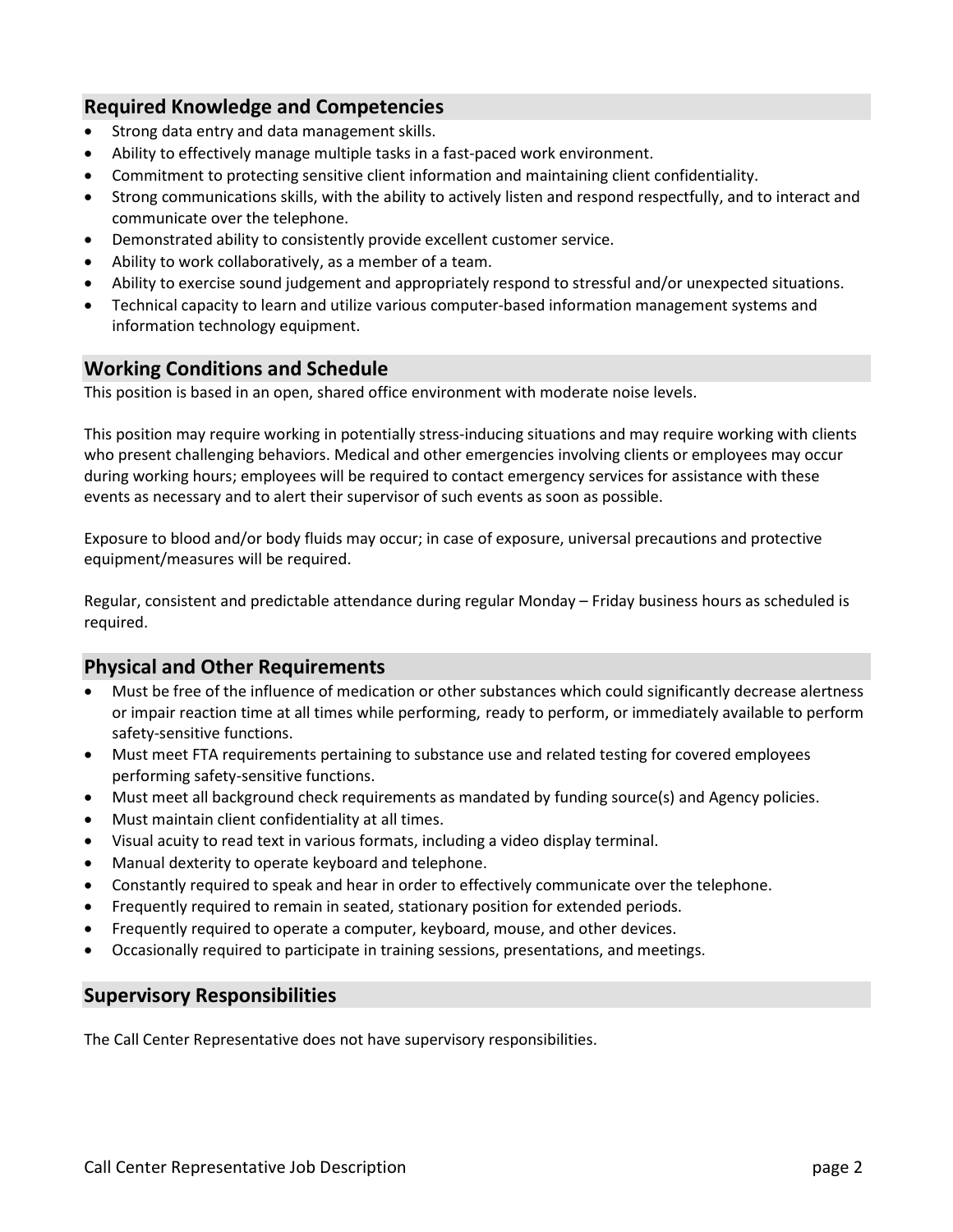## Required Knowledge and Competencies

- Strong data entry and data management skills.
- Ability to effectively manage multiple tasks in a fast-paced work environment.
- Commitment to protecting sensitive client information and maintaining client confidentiality.
- Strong communications skills, with the ability to actively listen and respond respectfully, and to interact and communicate over the telephone.
- Demonstrated ability to consistently provide excellent customer service.
- Ability to work collaboratively, as a member of a team.
- Ability to exercise sound judgement and appropriately respond to stressful and/or unexpected situations.
- Technical capacity to learn and utilize various computer-based information management systems and information technology equipment.

## Working Conditions and Schedule

This position is based in an open, shared office environment with moderate noise levels.

This position may require working in potentially stress-inducing situations and may require working with clients who present challenging behaviors. Medical and other emergencies involving clients or employees may occur during working hours; employees will be required to contact emergency services for assistance with these events as necessary and to alert their supervisor of such events as soon as possible.

Exposure to blood and/or body fluids may occur; in case of exposure, universal precautions and protective equipment/measures will be required.

Regular, consistent and predictable attendance during regular Monday – Friday business hours as scheduled is required.

## Physical and Other Requirements

- Must be free of the influence of medication or other substances which could significantly decrease alertness or impair reaction time at all times while performing, ready to perform, or immediately available to perform safety-sensitive functions.
- Must meet FTA requirements pertaining to substance use and related testing for covered employees performing safety-sensitive functions.
- Must meet all background check requirements as mandated by funding source(s) and Agency policies.
- Must maintain client confidentiality at all times.
- Visual acuity to read text in various formats, including a video display terminal.
- Manual dexterity to operate keyboard and telephone.
- Constantly required to speak and hear in order to effectively communicate over the telephone.
- Frequently required to remain in seated, stationary position for extended periods.
- Frequently required to operate a computer, keyboard, mouse, and other devices.
- Occasionally required to participate in training sessions, presentations, and meetings.

## Supervisory Responsibilities

The Call Center Representative does not have supervisory responsibilities.